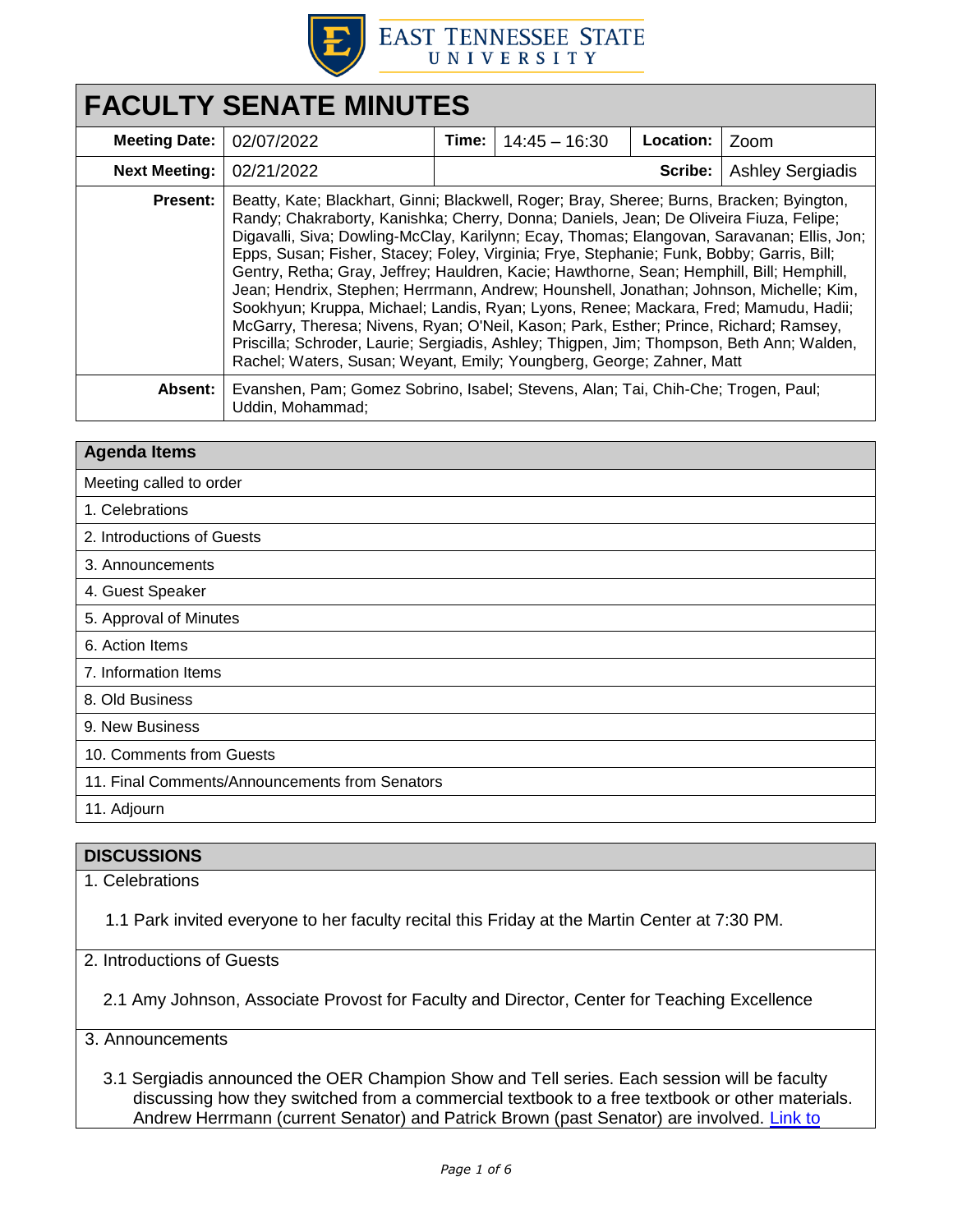EAST TENNESSEE STATE UNIVERSITY

# FACULTY SENATE MINUTES

| **Meeting Date:** | 02/07/2022 | **Time:** | 14:45 – 16:30 | **Location:** | Zoom |
|---|---|---|---|---|---|
| **Next Meeting:** | 02/21/2022 | | | **Scribe:** | Ashley Sergiadis |
| **Present:** | Beatty, Kate; Blackhart, Ginni; Blackwell, Roger; Bray, Sheree; Burns, Bracken; Byington, Randy; Chakraborty, Kanishka; Cherry, Donna; Daniels, Jean; De Oliveira Fiuza, Felipe; Digavalli, Siva; Dowling-McClay, Karilynn; Ecay, Thomas; Elangovan, Saravanan; Ellis, Jon; Epps, Susan; Fisher, Stacey; Foley, Virginia; Frye, Stephanie; Funk, Bobby; Garris, Bill; Gentry, Retha; Gray, Jeffrey; Hauldren, Kacie; Hawthorne, Sean; Hemphill, Bill; Hemphill, Jean; Hendrix, Stephen; Herrmann, Andrew; Hounshell, Jonathan; Johnson, Michelle; Kim, Sookhyun; Kruppa, Michael; Landis, Ryan; Lyons, Renee; Mackara, Fred; Mamudu, Hadii; McGarry, Theresa; Nivens, Ryan; O'Neil, Kason; Park, Esther; Prince, Richard; Ramsey, Priscilla; Schroder, Laurie; Sergiadis, Ashley; Thigpen, Jim; Thompson, Beth Ann; Walden, Rachel; Waters, Susan; Weyant, Emily; Youngberg, George; Zahner, Matt | | | | |
| **Absent:** | Evanshen, Pam; Gomez Sobrino, Isabel; Stevens, Alan; Tai, Chih-Che; Trogen, Paul; Uddin, Mohammad; | | | | |

| **Agenda Items** |
|---|
| Meeting called to order |
| 1. Celebrations |
| 2. Introductions of Guests |
| 3. Announcements |
| 4. Guest Speaker |
| 5. Approval of Minutes |
| 6. Action Items |
| 7. Information Items |
| 8. Old Business |
| 9. New Business |
| 10. Comments from Guests |
| 11. Final Comments/Announcements from Senators |
| 11. Adjourn |

## DISCUSSIONS

1. Celebrations

1.1 Park invited everyone to her faculty recital this Friday at the Martin Center at 7:30 PM.

2. Introductions of Guests

2.1 Amy Johnson, Associate Provost for Faculty and Director, Center for Teaching Excellence

3. Announcements

3.1 Sergiadis announced the OER Champion Show and Tell series. Each session will be faculty discussing how they switched from a commercial textbook to a free textbook or other materials. Andrew Herrmann (current Senator) and Patrick Brown (past Senator) are involved. Link to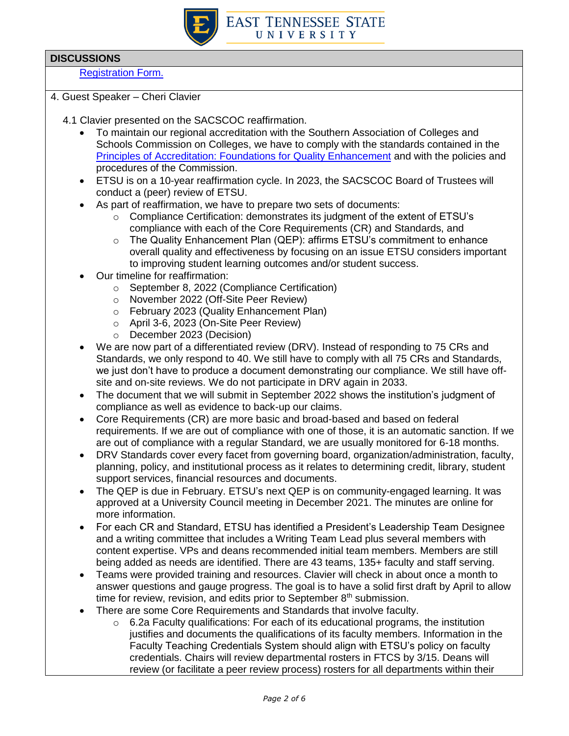## DISCUSSIONS

[Registration Form.]

4. Guest Speaker – Cheri Clavier

4.1 Clavier presented on the SACSCOC reaffirmation.

- To maintain our regional accreditation with the Southern Association of Colleges and Schools Commission on Colleges, we have to comply with the standards contained in the Principles of Accreditation: Foundations for Quality Enhancement and with the policies and procedures of the Commission.
- ETSU is on a 10-year reaffirmation cycle. In 2023, the SACSCOC Board of Trustees will conduct a (peer) review of ETSU.
- As part of reaffirmation, we have to prepare two sets of documents:
  - Compliance Certification: demonstrates its judgment of the extent of ETSU's compliance with each of the Core Requirements (CR) and Standards, and
  - The Quality Enhancement Plan (QEP): affirms ETSU's commitment to enhance overall quality and effectiveness by focusing on an issue ETSU considers important to improving student learning outcomes and/or student success.
- Our timeline for reaffirmation:
  - September 8, 2022 (Compliance Certification)
  - November 2022 (Off-Site Peer Review)
  - February 2023 (Quality Enhancement Plan)
  - April 3-6, 2023 (On-Site Peer Review)
  - December 2023 (Decision)
- We are now part of a differentiated review (DRV). Instead of responding to 75 CRs and Standards, we only respond to 40. We still have to comply with all 75 CRs and Standards, we just don't have to produce a document demonstrating our compliance. We still have off-site and on-site reviews. We do not participate in DRV again in 2033.
- The document that we will submit in September 2022 shows the institution's judgment of compliance as well as evidence to back-up our claims.
- Core Requirements (CR) are more basic and broad-based and based on federal requirements. If we are out of compliance with one of those, it is an automatic sanction. If we are out of compliance with a regular Standard, we are usually monitored for 6-18 months.
- DRV Standards cover every facet from governing board, organization/administration, faculty, planning, policy, and institutional process as it relates to determining credit, library, student support services, financial resources and documents.
- The QEP is due in February. ETSU's next QEP is on community-engaged learning. It was approved at a University Council meeting in December 2021. The minutes are online for more information.
- For each CR and Standard, ETSU has identified a President's Leadership Team Designee and a writing committee that includes a Writing Team Lead plus several members with content expertise. VPs and deans recommended initial team members. Members are still being added as needs are identified. There are 43 teams, 135+ faculty and staff serving.
- Teams were provided training and resources. Clavier will check in about once a month to answer questions and gauge progress. The goal is to have a solid first draft by April to allow time for review, revision, and edits prior to September 8th submission.
- There are some Core Requirements and Standards that involve faculty.
  - 6.2a Faculty qualifications: For each of its educational programs, the institution justifies and documents the qualifications of its faculty members. Information in the Faculty Teaching Credentials System should align with ETSU's policy on faculty credentials. Chairs will review departmental rosters in FTCS by 3/15. Deans will review (or facilitate a peer review process) rosters for all departments within their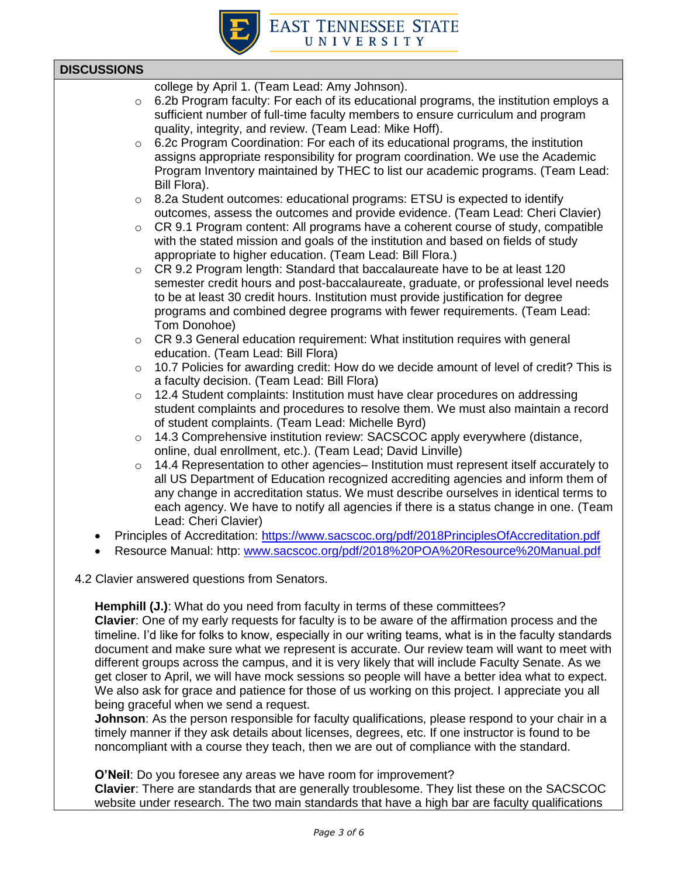## DISCUSSIONS

college by April 1. (Team Lead: Amy Johnson).

- 6.2b Program faculty: For each of its educational programs, the institution employs a sufficient number of full-time faculty members to ensure curriculum and program quality, integrity, and review. (Team Lead: Mike Hoff).
- 6.2c Program Coordination: For each of its educational programs, the institution assigns appropriate responsibility for program coordination. We use the Academic Program Inventory maintained by THEC to list our academic programs. (Team Lead: Bill Flora).
- 8.2a Student outcomes: educational programs: ETSU is expected to identify outcomes, assess the outcomes and provide evidence. (Team Lead: Cheri Clavier)
- CR 9.1 Program content: All programs have a coherent course of study, compatible with the stated mission and goals of the institution and based on fields of study appropriate to higher education. (Team Lead: Bill Flora.)
- CR 9.2 Program length: Standard that baccalaureate have to be at least 120 semester credit hours and post-baccalaureate, graduate, or professional level needs to be at least 30 credit hours. Institution must provide justification for degree programs and combined degree programs with fewer requirements. (Team Lead: Tom Donohoe)
- CR 9.3 General education requirement: What institution requires with general education. (Team Lead: Bill Flora)
- 10.7 Policies for awarding credit: How do we decide amount of level of credit? This is a faculty decision. (Team Lead: Bill Flora)
- 12.4 Student complaints: Institution must have clear procedures on addressing student complaints and procedures to resolve them. We must also maintain a record of student complaints. (Team Lead: Michelle Byrd)
- 14.3 Comprehensive institution review: SACSCOC apply everywhere (distance, online, dual enrollment, etc.). (Team Lead; David Linville)
- 14.4 Representation to other agencies– Institution must represent itself accurately to all US Department of Education recognized accrediting agencies and inform them of any change in accreditation status. We must describe ourselves in identical terms to each agency. We have to notify all agencies if there is a status change in one. (Team Lead: Cheri Clavier)

- Principles of Accreditation: https://www.sacscoc.org/pdf/2018PrinciplesOfAccreditation.pdf
- Resource Manual: http: www.sacscoc.org/pdf/2018%20POA%20Resource%20Manual.pdf

4.2 Clavier answered questions from Senators.

**Hemphill (J.)**: What do you need from faculty in terms of these committees?
**Clavier**: One of my early requests for faculty is to be aware of the affirmation process and the timeline. I'd like for folks to know, especially in our writing teams, what is in the faculty standards document and make sure what we represent is accurate. Our review team will want to meet with different groups across the campus, and it is very likely that will include Faculty Senate. As we get closer to April, we will have mock sessions so people will have a better idea what to expect. We also ask for grace and patience for those of us working on this project. I appreciate you all being graceful when we send a request.
**Johnson**: As the person responsible for faculty qualifications, please respond to your chair in a timely manner if they ask details about licenses, degrees, etc. If one instructor is found to be noncompliant with a course they teach, then we are out of compliance with the standard.

**O'Neil**: Do you foresee any areas we have room for improvement?
**Clavier**: There are standards that are generally troublesome. They list these on the SACSCOC website under research. The two main standards that have a high bar are faculty qualifications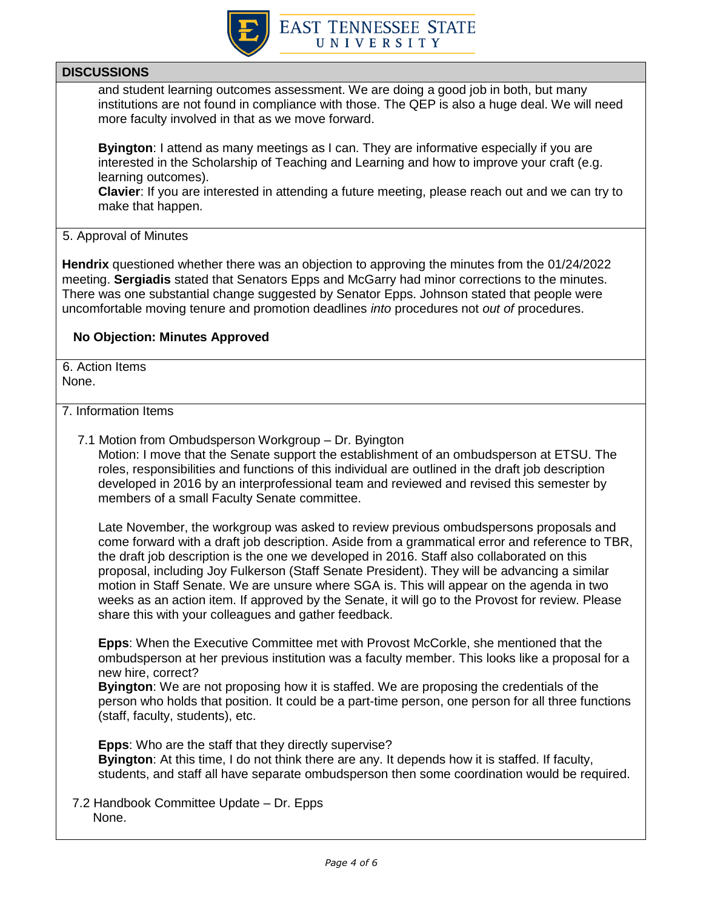## DISCUSSIONS

and student learning outcomes assessment. We are doing a good job in both, but many institutions are not found in compliance with those. The QEP is also a huge deal. We will need more faculty involved in that as we move forward.

**Byington**: I attend as many meetings as I can. They are informative especially if you are interested in the Scholarship of Teaching and Learning and how to improve your craft (e.g. learning outcomes).
**Clavier**: If you are interested in attending a future meeting, please reach out and we can try to make that happen.

5. Approval of Minutes

**Hendrix** questioned whether there was an objection to approving the minutes from the 01/24/2022 meeting. **Sergiadis** stated that Senators Epps and McGarry had minor corrections to the minutes. There was one substantial change suggested by Senator Epps. Johnson stated that people were uncomfortable moving tenure and promotion deadlines *into* procedures not *out of* procedures.

**No Objection: Minutes Approved**

6. Action Items
None.

7. Information Items

7.1 Motion from Ombudsperson Workgroup – Dr. Byington
Motion: I move that the Senate support the establishment of an ombudsperson at ETSU. The roles, responsibilities and functions of this individual are outlined in the draft job description developed in 2016 by an interprofessional team and reviewed and revised this semester by members of a small Faculty Senate committee.

Late November, the workgroup was asked to review previous ombudspersons proposals and come forward with a draft job description. Aside from a grammatical error and reference to TBR, the draft job description is the one we developed in 2016. Staff also collaborated on this proposal, including Joy Fulkerson (Staff Senate President). They will be advancing a similar motion in Staff Senate. We are unsure where SGA is. This will appear on the agenda in two weeks as an action item. If approved by the Senate, it will go to the Provost for review. Please share this with your colleagues and gather feedback.

**Epps**: When the Executive Committee met with Provost McCorkle, she mentioned that the ombudsperson at her previous institution was a faculty member. This looks like a proposal for a new hire, correct?
**Byington**: We are not proposing how it is staffed. We are proposing the credentials of the person who holds that position. It could be a part-time person, one person for all three functions (staff, faculty, students), etc.

**Epps**: Who are the staff that they directly supervise?
**Byington**: At this time, I do not think there are any. It depends how it is staffed. If faculty, students, and staff all have separate ombudsperson then some coordination would be required.

7.2 Handbook Committee Update – Dr. Epps
None.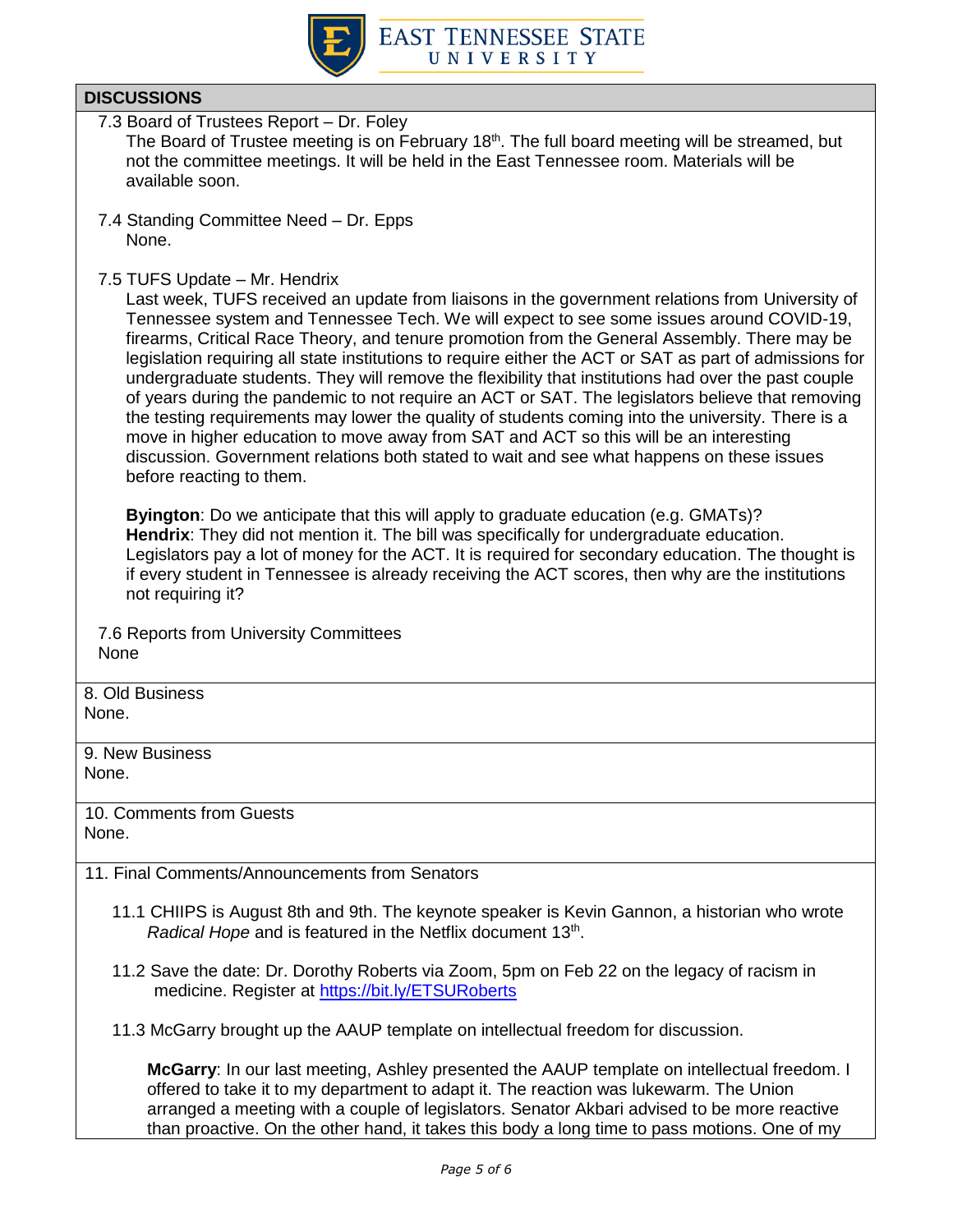## DISCUSSIONS

7.3 Board of Trustees Report – Dr. Foley

The Board of Trustee meeting is on February 18th. The full board meeting will be streamed, but not the committee meetings. It will be held in the East Tennessee room. Materials will be available soon.

7.4 Standing Committee Need – Dr. Epps

None.

7.5 TUFS Update – Mr. Hendrix

Last week, TUFS received an update from liaisons in the government relations from University of Tennessee system and Tennessee Tech. We will expect to see some issues around COVID-19, firearms, Critical Race Theory, and tenure promotion from the General Assembly. There may be legislation requiring all state institutions to require either the ACT or SAT as part of admissions for undergraduate students. They will remove the flexibility that institutions had over the past couple of years during the pandemic to not require an ACT or SAT. The legislators believe that removing the testing requirements may lower the quality of students coming into the university. There is a move in higher education to move away from SAT and ACT so this will be an interesting discussion. Government relations both stated to wait and see what happens on these issues before reacting to them.

**Byington**: Do we anticipate that this will apply to graduate education (e.g. GMATs)?
**Hendrix**: They did not mention it. The bill was specifically for undergraduate education. Legislators pay a lot of money for the ACT. It is required for secondary education. The thought is if every student in Tennessee is already receiving the ACT scores, then why are the institutions not requiring it?

7.6 Reports from University Committees

None

8. Old Business

None.

9. New Business

None.

10. Comments from Guests

None.

11. Final Comments/Announcements from Senators

11.1 CHIIPS is August 8th and 9th. The keynote speaker is Kevin Gannon, a historian who wrote *Radical Hope* and is featured in the Netflix document 13th.

11.2 Save the date: Dr. Dorothy Roberts via Zoom, 5pm on Feb 22 on the legacy of racism in medicine. Register at [https://bit.ly/ETSURoberts](https://bit.ly/ETSURoberts)

11.3 McGarry brought up the AAUP template on intellectual freedom for discussion.

**McGarry**: In our last meeting, Ashley presented the AAUP template on intellectual freedom. I offered to take it to my department to adapt it. The reaction was lukewarm. The Union arranged a meeting with a couple of legislators. Senator Akbari advised to be more reactive than proactive. On the other hand, it takes this body a long time to pass motions. One of my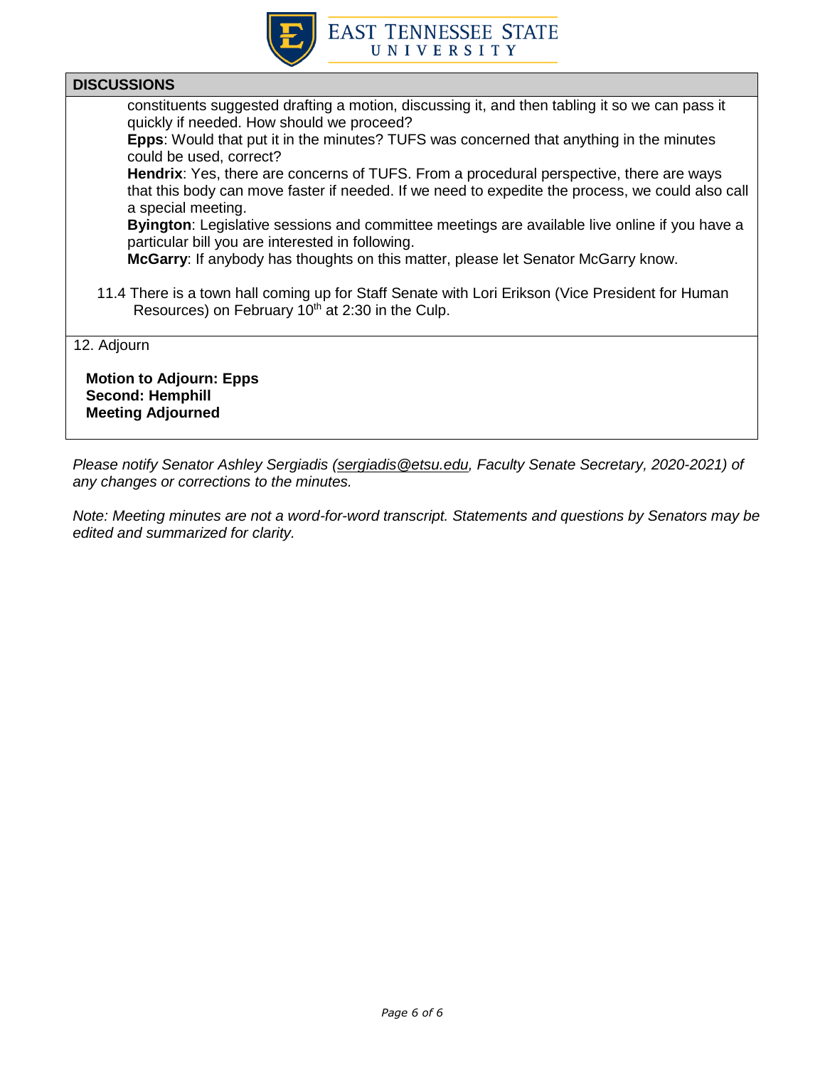## DISCUSSIONS

constituents suggested drafting a motion, discussing it, and then tabling it so we can pass it quickly if needed. How should we proceed?

**Epps**: Would that put it in the minutes? TUFS was concerned that anything in the minutes could be used, correct?

**Hendrix**: Yes, there are concerns of TUFS. From a procedural perspective, there are ways that this body can move faster if needed. If we need to expedite the process, we could also call a special meeting.

**Byington**: Legislative sessions and committee meetings are available live online if you have a particular bill you are interested in following.

**McGarry**: If anybody has thoughts on this matter, please let Senator McGarry know.

11.4 There is a town hall coming up for Staff Senate with Lori Erikson (Vice President for Human Resources) on February 10th at 2:30 in the Culp.

12. Adjourn

**Motion to Adjourn: Epps**
**Second: Hemphill**
**Meeting Adjourned**

*Please notify Senator Ashley Sergiadis (sergiadis@etsu.edu, Faculty Senate Secretary, 2020-2021) of any changes or corrections to the minutes.*

*Note: Meeting minutes are not a word-for-word transcript. Statements and questions by Senators may be edited and summarized for clarity.*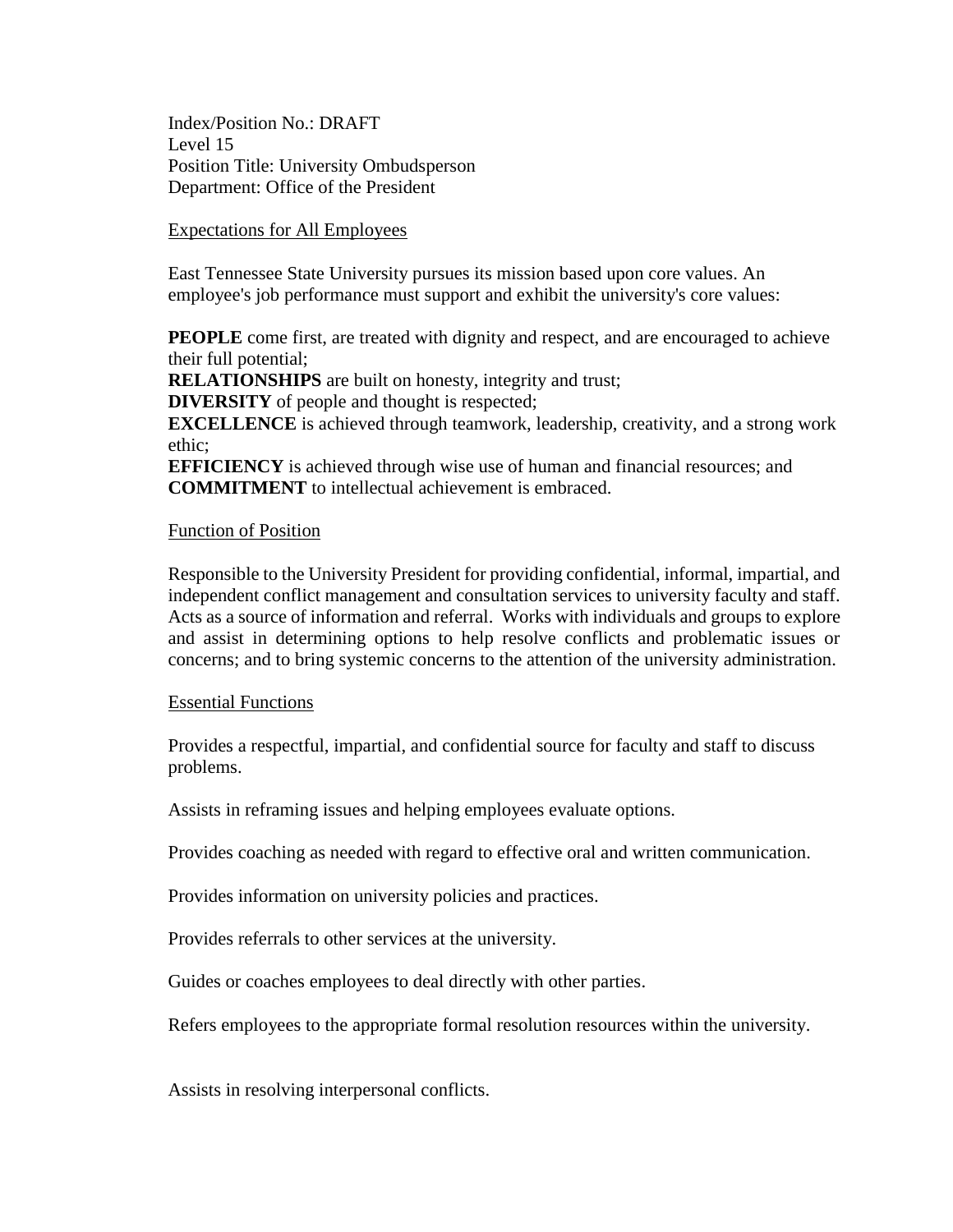Index/Position No.: DRAFT
Level 15
Position Title: University Ombudsperson
Department: Office of the President

## Expectations for All Employees

East Tennessee State University pursues its mission based upon core values. An employee's job performance must support and exhibit the university's core values:

**PEOPLE** come first, are treated with dignity and respect, and are encouraged to achieve their full potential;
**RELATIONSHIPS** are built on honesty, integrity and trust;
**DIVERSITY** of people and thought is respected;
**EXCELLENCE** is achieved through teamwork, leadership, creativity, and a strong work ethic;
**EFFICIENCY** is achieved through wise use of human and financial resources; and
**COMMITMENT** to intellectual achievement is embraced.

## Function of Position

Responsible to the University President for providing confidential, informal, impartial, and independent conflict management and consultation services to university faculty and staff. Acts as a source of information and referral. Works with individuals and groups to explore and assist in determining options to help resolve conflicts and problematic issues or concerns; and to bring systemic concerns to the attention of the university administration.

## Essential Functions

Provides a respectful, impartial, and confidential source for faculty and staff to discuss problems.

Assists in reframing issues and helping employees evaluate options.

Provides coaching as needed with regard to effective oral and written communication.

Provides information on university policies and practices.

Provides referrals to other services at the university.

Guides or coaches employees to deal directly with other parties.

Refers employees to the appropriate formal resolution resources within the university.

Assists in resolving interpersonal conflicts.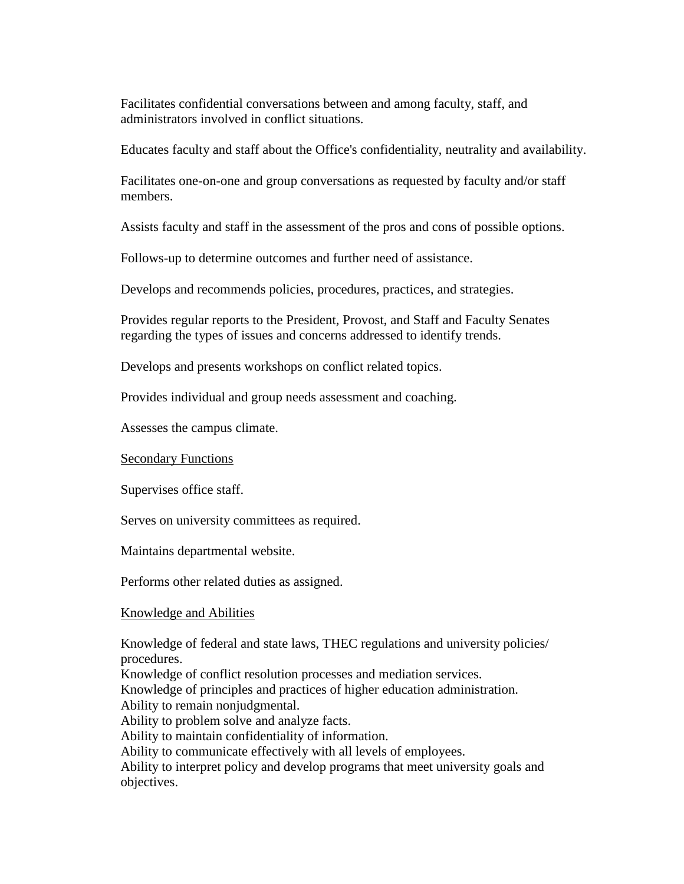Facilitates confidential conversations between and among faculty, staff, and administrators involved in conflict situations.

Educates faculty and staff about the Office's confidentiality, neutrality and availability.

Facilitates one-on-one and group conversations as requested by faculty and/or staff members.

Assists faculty and staff in the assessment of the pros and cons of possible options.

Follows-up to determine outcomes and further need of assistance.

Develops and recommends policies, procedures, practices, and strategies.

Provides regular reports to the President, Provost, and Staff and Faculty Senates regarding the types of issues and concerns addressed to identify trends.

Develops and presents workshops on conflict related topics.

Provides individual and group needs assessment and coaching.

Assesses the campus climate.

<u>Secondary Functions</u>

Supervises office staff.

Serves on university committees as required.

Maintains departmental website.

Performs other related duties as assigned.

<u>Knowledge and Abilities</u>

Knowledge of federal and state laws, THEC regulations and university policies/ procedures.
Knowledge of conflict resolution processes and mediation services.
Knowledge of principles and practices of higher education administration.
Ability to remain nonjudgmental.
Ability to problem solve and analyze facts.
Ability to maintain confidentiality of information.
Ability to communicate effectively with all levels of employees.
Ability to interpret policy and develop programs that meet university goals and objectives.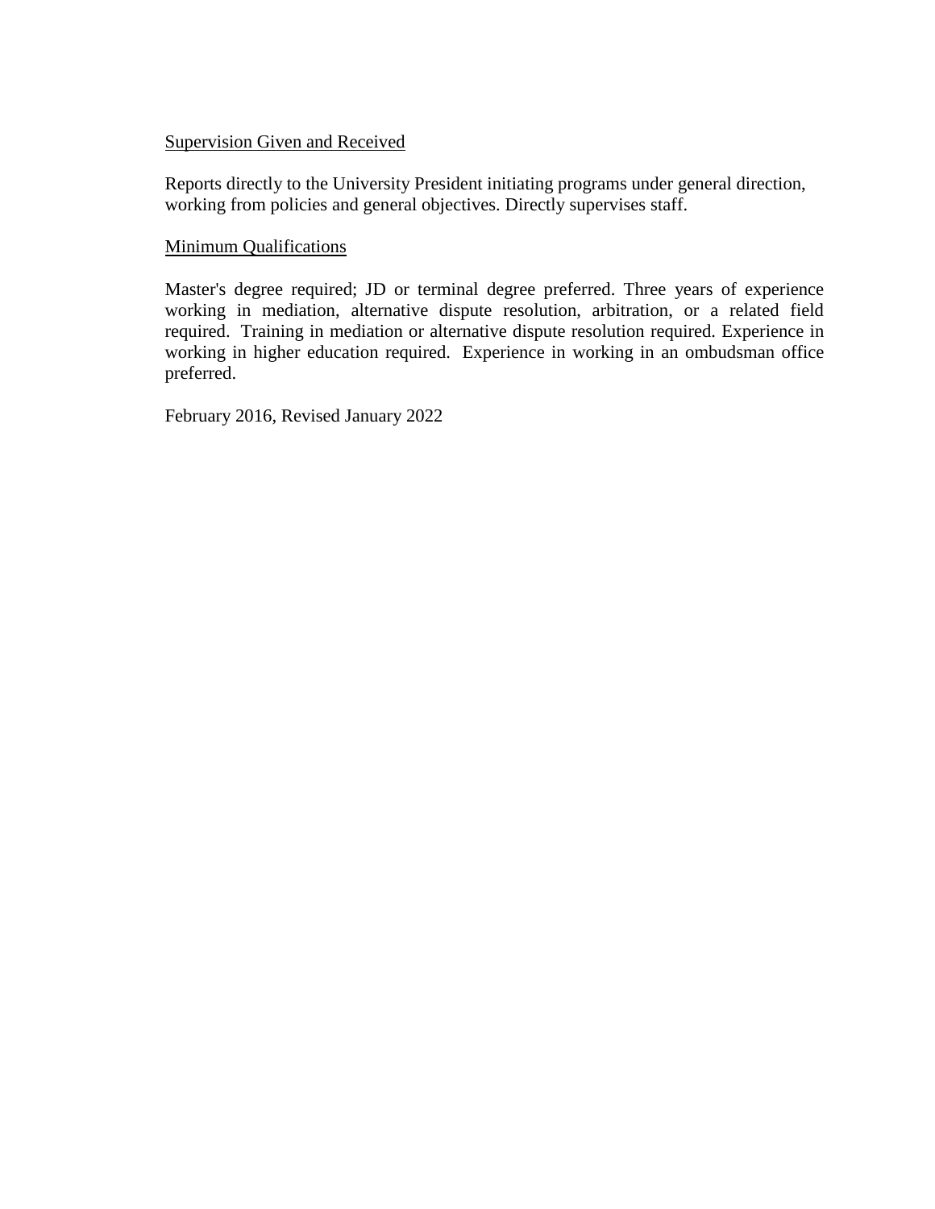Supervision Given and Received

Reports directly to the University President initiating programs under general direction, working from policies and general objectives. Directly supervises staff.

Minimum Qualifications

Master's degree required; JD or terminal degree preferred. Three years of experience working in mediation, alternative dispute resolution, arbitration, or a related field required. Training in mediation or alternative dispute resolution required. Experience in working in higher education required. Experience in working in an ombudsman office preferred.

February 2016, Revised January 2022